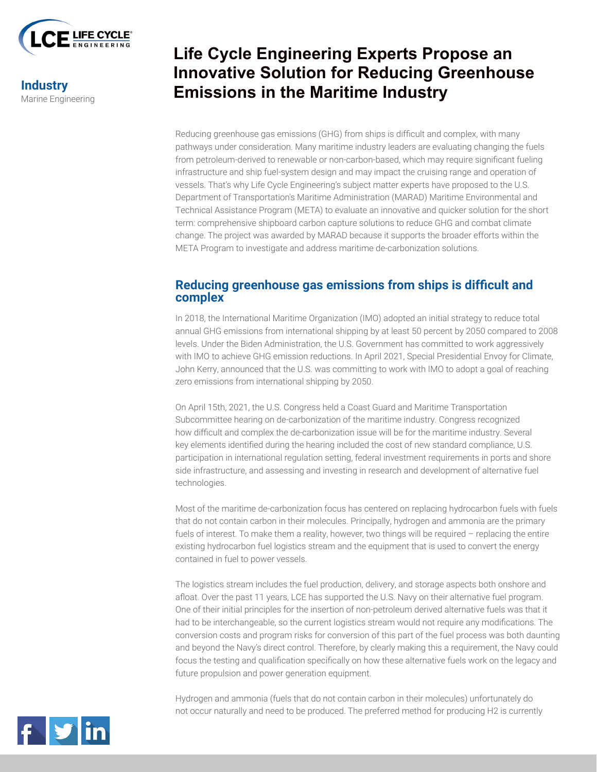Industry

Marine Engineering

# Life Cycle Engineering Experts Propose an Innovative Solution for Reducing Greenhouse Emissions in the Maritime Industry

Reducing greenhouse gas emissions (GHG) from ships is difficult and complex, with many pathways under consideration. Many maritime industry leaders are evaluating changing the fuels from petroleum-derived to renewable or non-carbon-based, which may require significant fueling infrastructure and ship fuel-system design and may impact the cruising range and operation of vessels. That's why Life Cycle Engineering's subject matter experts have proposed to the U.S. Department of Transportation's Maritime Administration (MARAD) Maritime Environmental and Technical Assistance Program (META) to evaluate an innovative and quicker solution for the short term: comprehensive shipboard carbon capture solutions to reduce GHG and combat climate change. The project was awarded by MARAD because it supports the broader efforts within the META Program to investigate and address maritime de-carbonization solutions.

## Reducing greenhouse gas emissions from ships is difficult and complex

In 2018, the International Maritime Organization (IMO) adopted an initial strategy to reduce total annual GHG emissions from international shipping by at least 50 percent by 2050 compared to 2008 levels. Under the Biden Administration, the U.S. Government has committed to work aggressively with IMO to achieve GHG emission reductions. In April 2021, Special Presidential Envoy for Climate, John Kerry, announced that the U.S. was committing to work with IMO to adopt a goal of reaching zero emissions from international shipping by 2050.

On April 15th, 2021, the U.S. Congress held a Coast Guard and Maritime Transportation Subcommittee hearing on de-carbonization of the maritime industry. Congress recognized how difficult and complex the de-carbonization issue will be for the maritime industry. Several key elements identified during the hearing included the cost of new standard compliance, U.S. participation in international regulation setting, federal investment requirements in ports and shore side infrastructure, and assessing and investing in research and development of alternative fuel technologies.

Most of the maritime de-carbonization focus has centered on replacing hydrocarbon fuels with fuels that do not contain carbon in their molecules. Principally, hydrogen and ammonia are the primary fuels of interest. To make them a reality, however, two things will be required – replacing the entire existing hydrocarbon fuel logistics stream and the equipment that is used to convert the energy contained in fuel to power vessels.

The logistics stream includes the fuel production, delivery, and storage aspects both onshore and afloat. Over the past 11 years, LCE has supported the U.S. Navy on their alternative fuel program. One of their initial principles for the insertion of non-petroleum derived alternative fuels was that it had to be interchangeable, so the current logistics stream would not require any modifications. The conversion costs and program risks for conversion of this part of the fuel process was both daunting and beyond the Navy's direct control. Therefore, by clearly making this a requirement, the Navy could focus the testing and qualification specifically on how these alternative fuels work on the legacy and future propulsion and power generation equipment.

Hydrogen and ammonia (fuels that do not contain carbon in their molecules) unfortunately do not occur naturally and need to be produced. The preferred method for producing $H_2$ is currently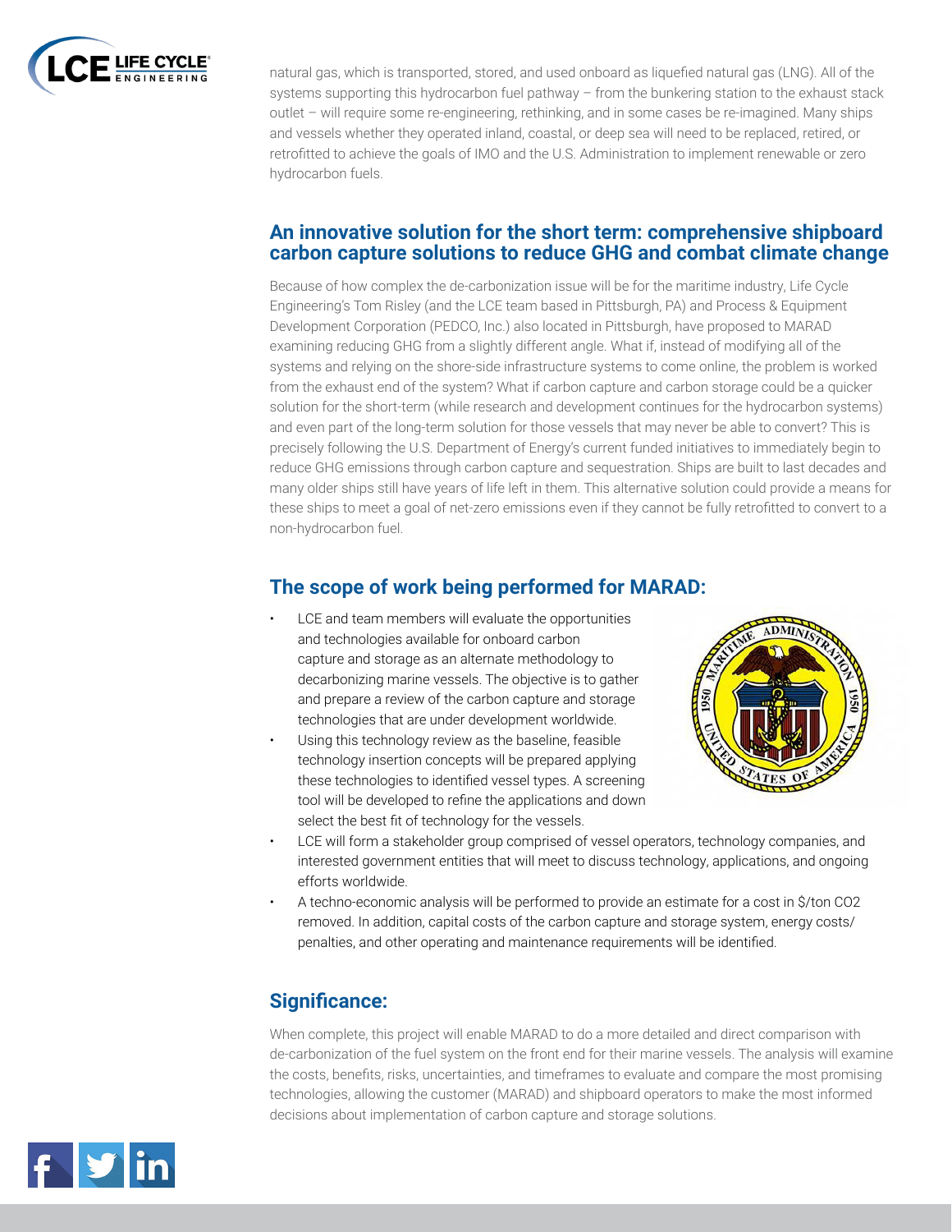natural gas, which is transported, stored, and used onboard as liquefied natural gas (LNG). All of the systems supporting this hydrocarbon fuel pathway – from the bunkering station to the exhaust stack outlet – will require some re-engineering, rethinking, and in some cases be re-imagined. Many ships and vessels whether they operated inland, coastal, or deep sea will need to be replaced, retired, or retrofitted to achieve the goals of IMO and the U.S. Administration to implement renewable or zero hydrocarbon fuels.

## An innovative solution for the short term: comprehensive shipboard carbon capture solutions to reduce GHG and combat climate change

Because of how complex the de-carbonization issue will be for the maritime industry, Life Cycle Engineering's Tom Risley (and the LCE team based in Pittsburgh, PA) and Process & Equipment Development Corporation (PEDCO, Inc.) also located in Pittsburgh, have proposed to MARAD examining reducing GHG from a slightly different angle. What if, instead of modifying all of the systems and relying on the shore-side infrastructure systems to come online, the problem is worked from the exhaust end of the system? What if carbon capture and carbon storage could be a quicker solution for the short-term (while research and development continues for the hydrocarbon systems) and even part of the long-term solution for those vessels that may never be able to convert? This is precisely following the U.S. Department of Energy's current funded initiatives to immediately begin to reduce GHG emissions through carbon capture and sequestration. Ships are built to last decades and many older ships still have years of life left in them. This alternative solution could provide a means for these ships to meet a goal of net-zero emissions even if they cannot be fully retrofitted to convert to a non-hydrocarbon fuel.

## The scope of work being performed for MARAD:

- LCE and team members will evaluate the opportunities and technologies available for onboard carbon capture and storage as an alternate methodology to decarbonizing marine vessels. The objective is to gather and prepare a review of the carbon capture and storage technologies that are under development worldwide.
- Using this technology review as the baseline, feasible technology insertion concepts will be prepared applying these technologies to identified vessel types. A screening tool will be developed to refine the applications and down select the best fit of technology for the vessels.
- LCE will form a stakeholder group comprised of vessel operators, technology companies, and interested government entities that will meet to discuss technology, applications, and ongoing efforts worldwide.
- A techno-economic analysis will be performed to provide an estimate for a cost in \$/ton $CO_2$ removed. In addition, capital costs of the carbon capture and storage system, energy costs/penalties, and other operating and maintenance requirements will be identified.

## Significance:

When complete, this project will enable MARAD to do a more detailed and direct comparison with de-carbonization of the fuel system on the front end for their marine vessels. The analysis will examine the costs, benefits, risks, uncertainties, and timeframes to evaluate and compare the most promising technologies, allowing the customer (MARAD) and shipboard operators to make the most informed decisions about implementation of carbon capture and storage solutions.